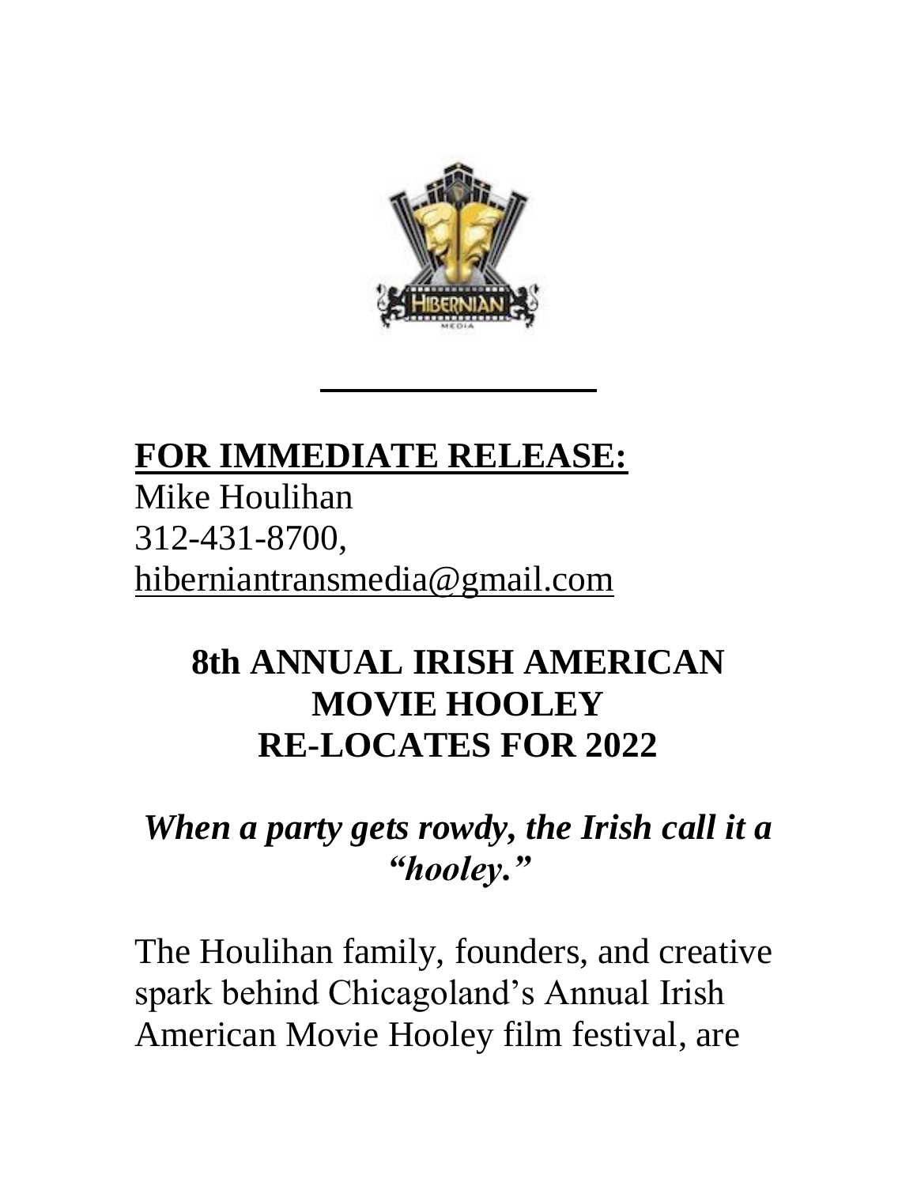**FOR IMMEDIATE RELEASE:**

Mike Houlihan
312-431-8700,
hiberniantransmedia@gmail.com

# 8th ANNUAL IRISH AMERICAN MOVIE HOOLEY RE-LOCATES FOR 2022

## *When a party gets rowdy, the Irish call it a "hooley."*

The Houlihan family, founders, and creative spark behind Chicagoland's Annual Irish American Movie Hooley film festival, are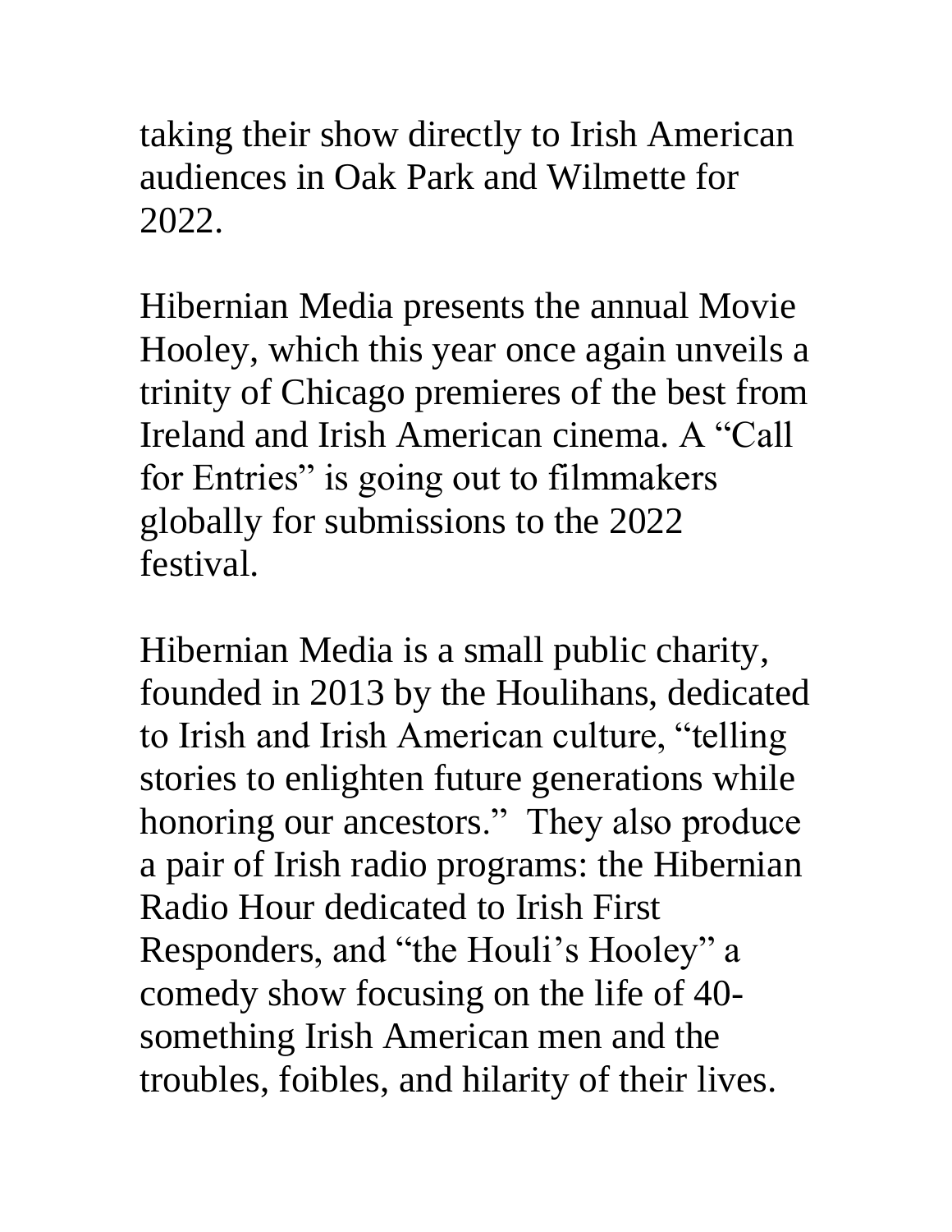taking their show directly to Irish American audiences in Oak Park and Wilmette for 2022.

Hibernian Media presents the annual Movie Hooley, which this year once again unveils a trinity of Chicago premieres of the best from Ireland and Irish American cinema. A "Call for Entries" is going out to filmmakers globally for submissions to the 2022 festival.

Hibernian Media is a small public charity, founded in 2013 by the Houlihans, dedicated to Irish and Irish American culture, "telling stories to enlighten future generations while honoring our ancestors." They also produce a pair of Irish radio programs: the Hibernian Radio Hour dedicated to Irish First Responders, and "the Houli's Hooley" a comedy show focusing on the life of 40-something Irish American men and the troubles, foibles, and hilarity of their lives.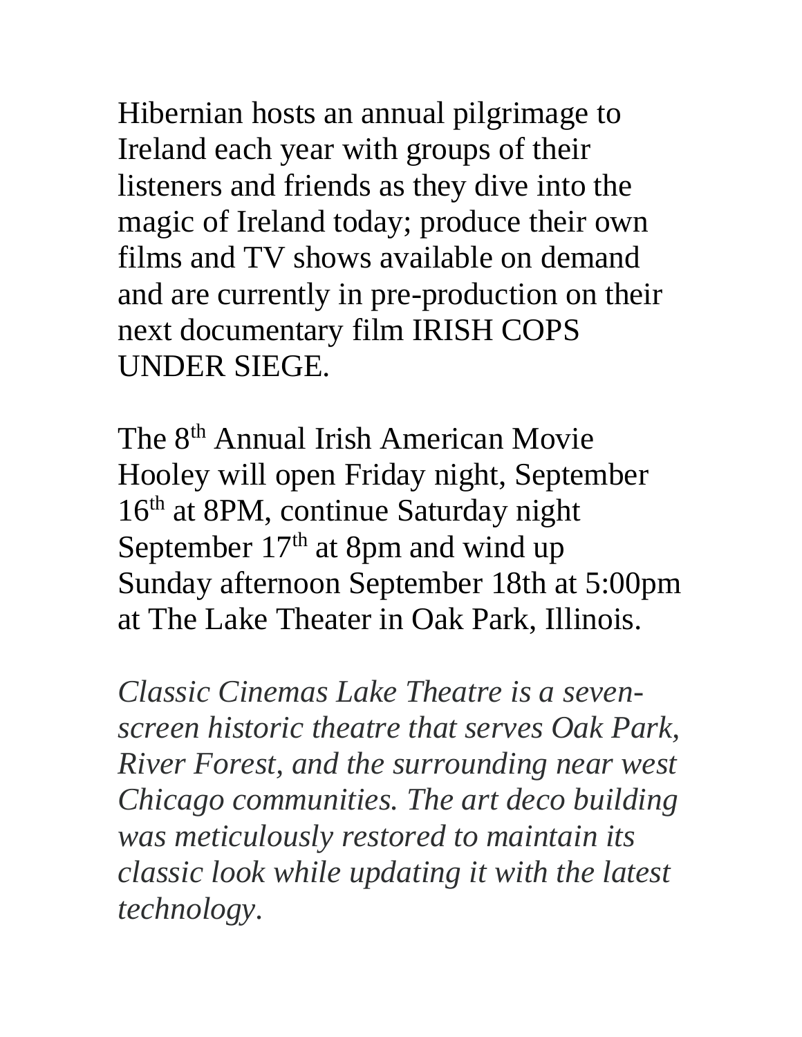Hibernian hosts an annual pilgrimage to Ireland each year with groups of their listeners and friends as they dive into the magic of Ireland today; produce their own films and TV shows available on demand and are currently in pre-production on their next documentary film IRISH COPS UNDER SIEGE.

The 8th Annual Irish American Movie Hooley will open Friday night, September 16th at 8PM, continue Saturday night September 17th at 8pm and wind up Sunday afternoon September 18th at 5:00pm at The Lake Theater in Oak Park, Illinois.

*Classic Cinemas Lake Theatre is a seven-screen historic theatre that serves Oak Park, River Forest, and the surrounding near west Chicago communities. The art deco building was meticulously restored to maintain its classic look while updating it with the latest technology.*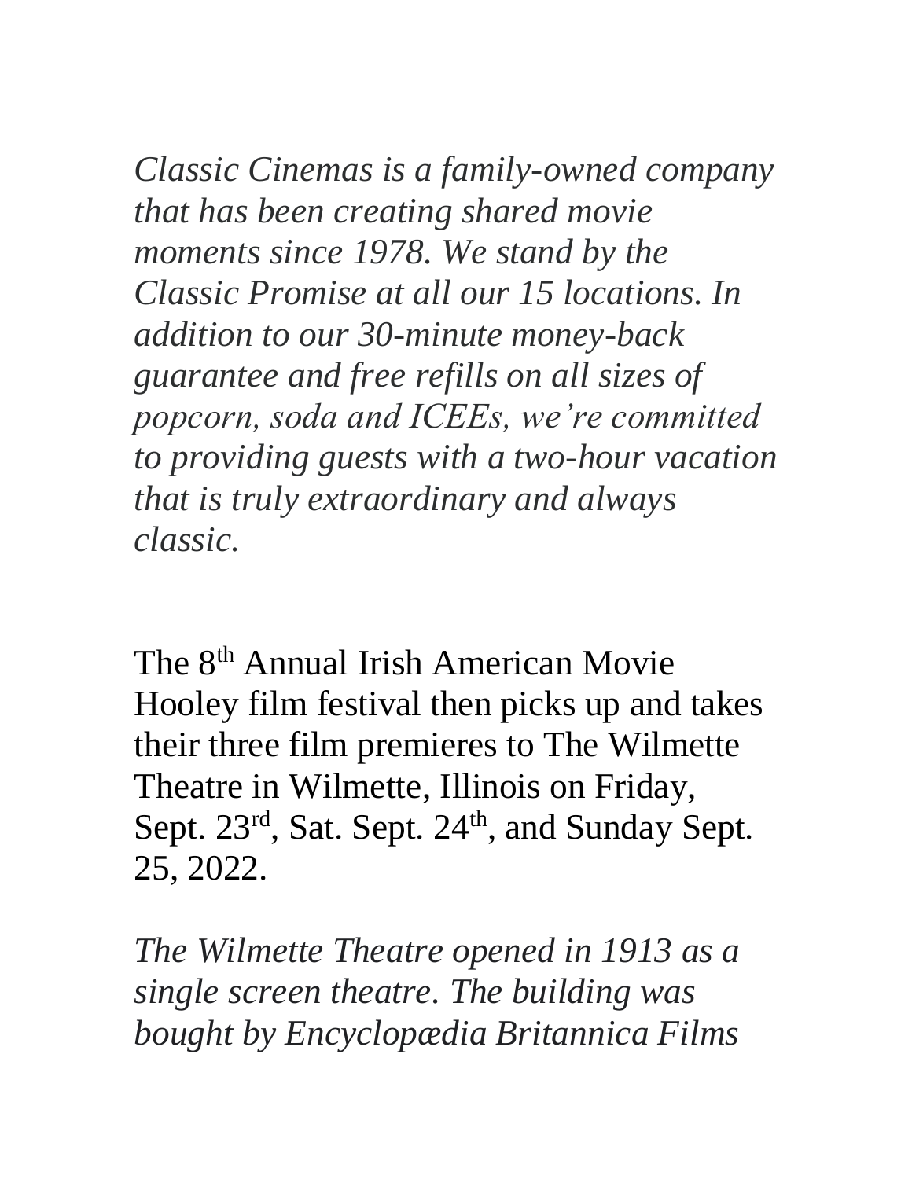*Classic Cinemas is a family-owned company that has been creating shared movie moments since 1978. We stand by the Classic Promise at all our 15 locations. In addition to our 30-minute money-back guarantee and free refills on all sizes of popcorn, soda and ICEEs, we're committed to providing guests with a two-hour vacation that is truly extraordinary and always classic.*

The 8th Annual Irish American Movie Hooley film festival then picks up and takes their three film premieres to The Wilmette Theatre in Wilmette, Illinois on Friday, Sept. 23rd, Sat. Sept. 24th, and Sunday Sept. 25, 2022.

*The Wilmette Theatre opened in 1913 as a single screen theatre. The building was bought by Encyclopædia Britannica Films*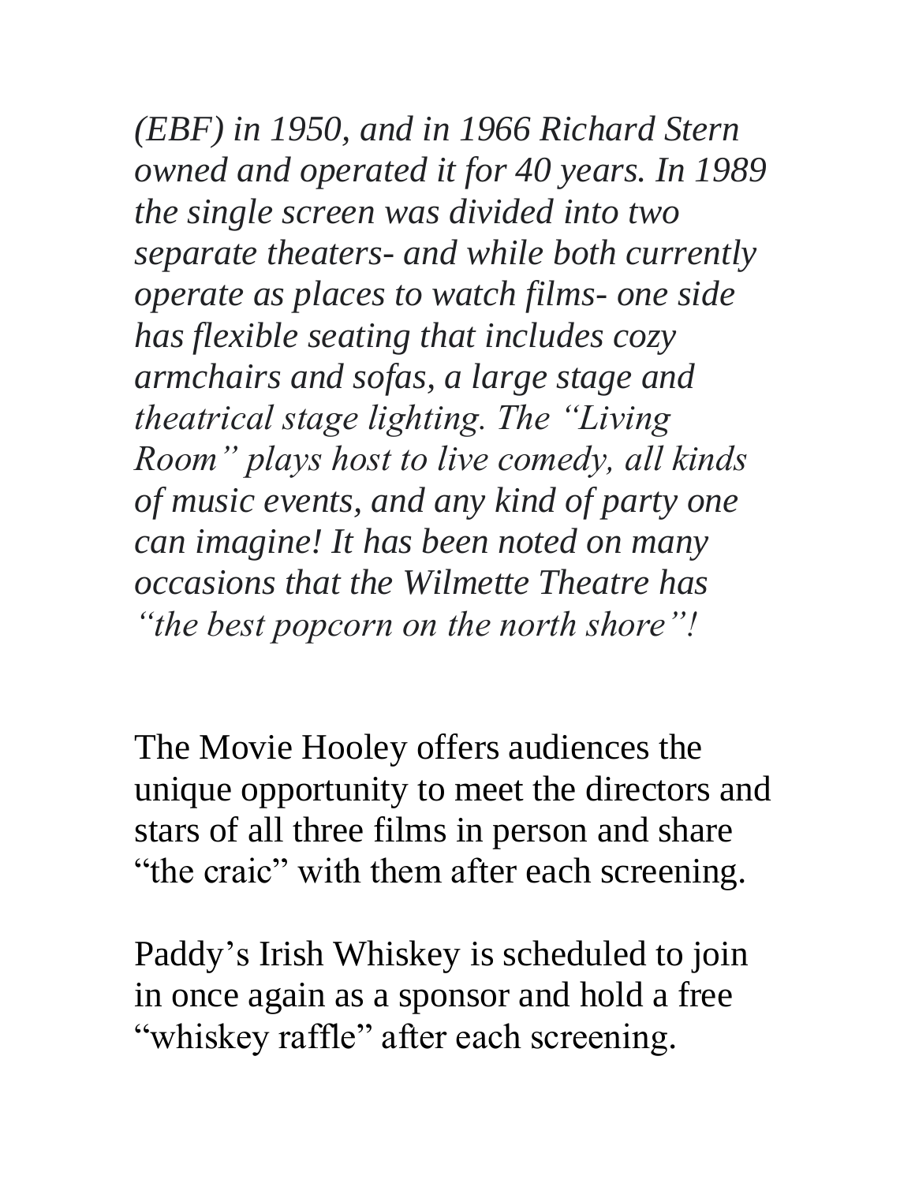*(EBF) in 1950, and in 1966 Richard Stern owned and operated it for 40 years. In 1989 the single screen was divided into two separate theaters- and while both currently operate as places to watch films- one side has flexible seating that includes cozy armchairs and sofas, a large stage and theatrical stage lighting. The "Living Room" plays host to live comedy, all kinds of music events, and any kind of party one can imagine! It has been noted on many occasions that the Wilmette Theatre has "the best popcorn on the north shore"!*

The Movie Hooley offers audiences the unique opportunity to meet the directors and stars of all three films in person and share "the craic" with them after each screening.

Paddy's Irish Whiskey is scheduled to join in once again as a sponsor and hold a free "whiskey raffle" after each screening.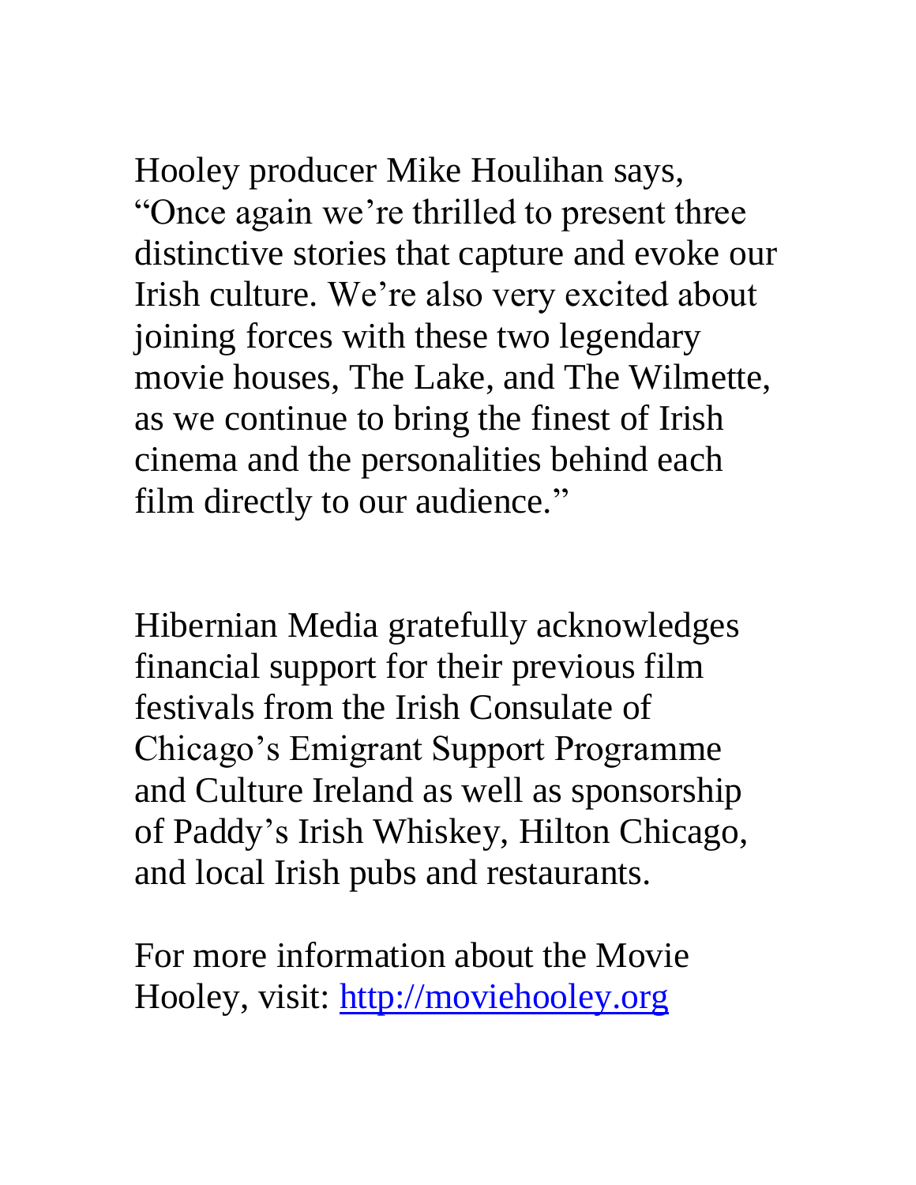Hooley producer Mike Houlihan says, "Once again we're thrilled to present three distinctive stories that capture and evoke our Irish culture. We're also very excited about joining forces with these two legendary movie houses, The Lake, and The Wilmette, as we continue to bring the finest of Irish cinema and the personalities behind each film directly to our audience."

Hibernian Media gratefully acknowledges financial support for their previous film festivals from the Irish Consulate of Chicago's Emigrant Support Programme and Culture Ireland as well as sponsorship of Paddy's Irish Whiskey, Hilton Chicago, and local Irish pubs and restaurants.

For more information about the Movie Hooley, visit: [http://moviehooley.org](http://moviehooley.org)